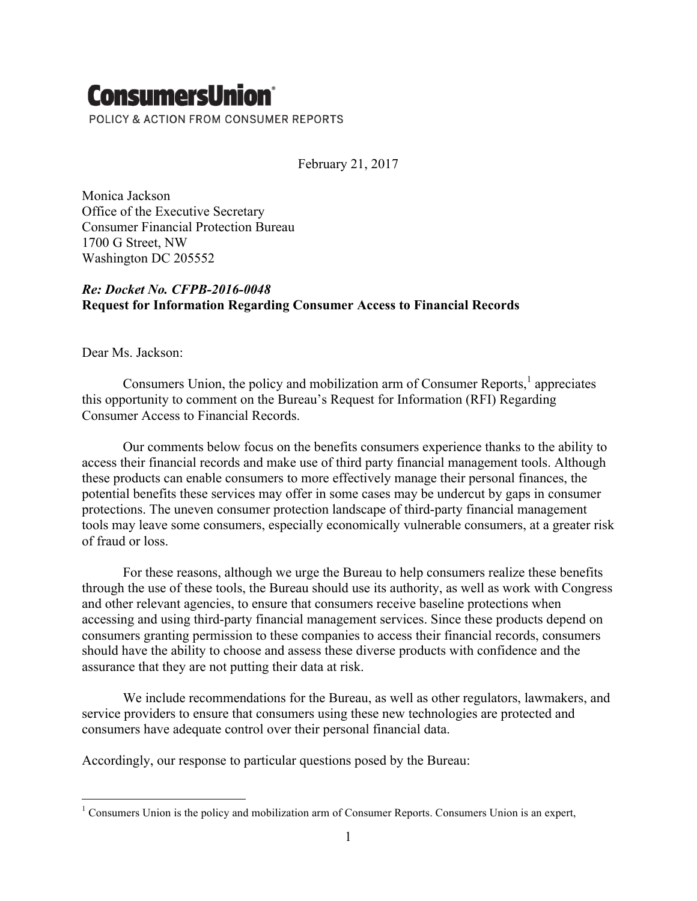**ConsumersUnion**

POLICY & ACTION FROM CONSUMER REPORTS

February 21, 2017

Monica Jackson
Office of the Executive Secretary
Consumer Financial Protection Bureau
1700 G Street, NW
Washington DC 205552

***Re: Docket No. CFPB-2016-0048***
**Request for Information Regarding Consumer Access to Financial Records**

Dear Ms. Jackson:

Consumers Union, the policy and mobilization arm of Consumer Reports,[1] appreciates this opportunity to comment on the Bureau's Request for Information (RFI) Regarding Consumer Access to Financial Records.

Our comments below focus on the benefits consumers experience thanks to the ability to access their financial records and make use of third party financial management tools. Although these products can enable consumers to more effectively manage their personal finances, the potential benefits these services may offer in some cases may be undercut by gaps in consumer protections. The uneven consumer protection landscape of third-party financial management tools may leave some consumers, especially economically vulnerable consumers, at a greater risk of fraud or loss.

For these reasons, although we urge the Bureau to help consumers realize these benefits through the use of these tools, the Bureau should use its authority, as well as work with Congress and other relevant agencies, to ensure that consumers receive baseline protections when accessing and using third-party financial management services. Since these products depend on consumers granting permission to these companies to access their financial records, consumers should have the ability to choose and assess these diverse products with confidence and the assurance that they are not putting their data at risk.

We include recommendations for the Bureau, as well as other regulators, lawmakers, and service providers to ensure that consumers using these new technologies are protected and consumers have adequate control over their personal financial data.

Accordingly, our response to particular questions posed by the Bureau:

[1] Consumers Union is the policy and mobilization arm of Consumer Reports. Consumers Union is an expert,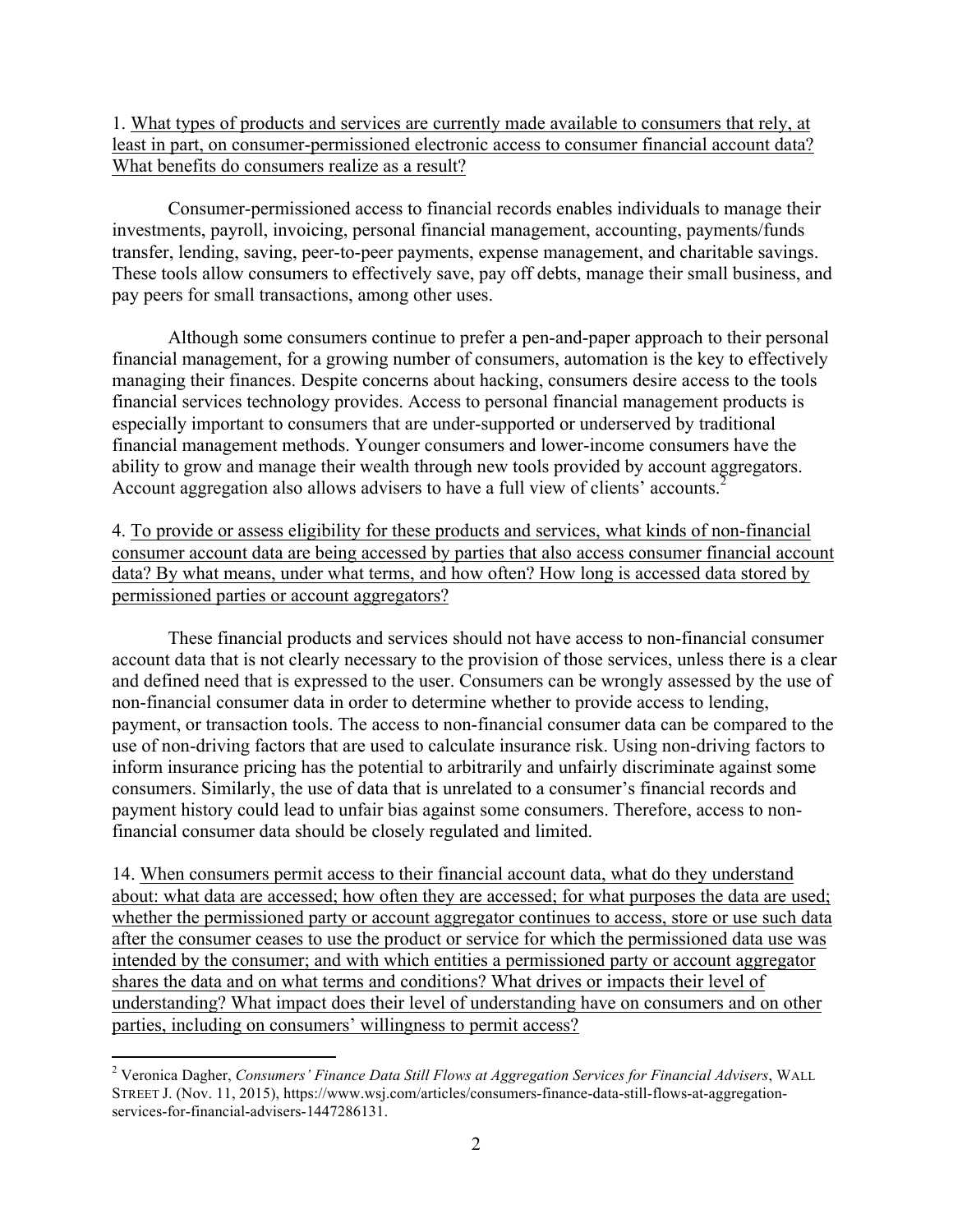1. What types of products and services are currently made available to consumers that rely, at least in part, on consumer-permissioned electronic access to consumer financial account data? What benefits do consumers realize as a result?

Consumer-permissioned access to financial records enables individuals to manage their investments, payroll, invoicing, personal financial management, accounting, payments/funds transfer, lending, saving, peer-to-peer payments, expense management, and charitable savings. These tools allow consumers to effectively save, pay off debts, manage their small business, and pay peers for small transactions, among other uses.

Although some consumers continue to prefer a pen-and-paper approach to their personal financial management, for a growing number of consumers, automation is the key to effectively managing their finances. Despite concerns about hacking, consumers desire access to the tools financial services technology provides. Access to personal financial management products is especially important to consumers that are under-supported or underserved by traditional financial management methods. Younger consumers and lower-income consumers have the ability to grow and manage their wealth through new tools provided by account aggregators. Account aggregation also allows advisers to have a full view of clients' accounts.[2]

4. To provide or assess eligibility for these products and services, what kinds of non-financial consumer account data are being accessed by parties that also access consumer financial account data? By what means, under what terms, and how often? How long is accessed data stored by permissioned parties or account aggregators?

These financial products and services should not have access to non-financial consumer account data that is not clearly necessary to the provision of those services, unless there is a clear and defined need that is expressed to the user. Consumers can be wrongly assessed by the use of non-financial consumer data in order to determine whether to provide access to lending, payment, or transaction tools. The access to non-financial consumer data can be compared to the use of non-driving factors that are used to calculate insurance risk. Using non-driving factors to inform insurance pricing has the potential to arbitrarily and unfairly discriminate against some consumers. Similarly, the use of data that is unrelated to a consumer's financial records and payment history could lead to unfair bias against some consumers. Therefore, access to non-financial consumer data should be closely regulated and limited.

14. When consumers permit access to their financial account data, what do they understand about: what data are accessed; how often they are accessed; for what purposes the data are used; whether the permissioned party or account aggregator continues to access, store or use such data after the consumer ceases to use the product or service for which the permissioned data use was intended by the consumer; and with which entities a permissioned party or account aggregator shares the data and on what terms and conditions? What drives or impacts their level of understanding? What impact does their level of understanding have on consumers and on other parties, including on consumers' willingness to permit access?

---

[2] Veronica Dagher, *Consumers' Finance Data Still Flows at Aggregation Services for Financial Advisers*, WALL STREET J. (Nov. 11, 2015), https://www.wsj.com/articles/consumers-finance-data-still-flows-at-aggregation-services-for-financial-advisers-1447286131.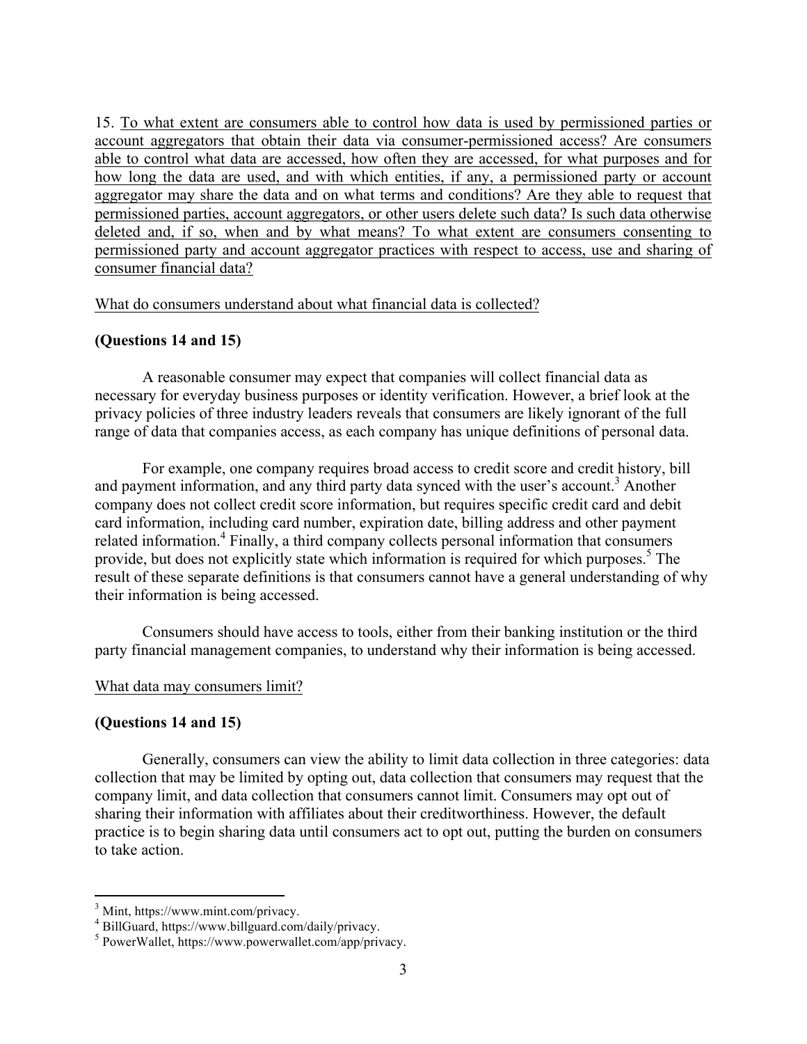15. <u>To what extent are consumers able to control how data is used by permissioned parties or account aggregators that obtain their data via consumer-permissioned access? Are consumers able to control what data are accessed, how often they are accessed, for what purposes and for how long the data are used, and with which entities, if any, a permissioned party or account aggregator may share the data and on what terms and conditions? Are they able to request that permissioned parties, account aggregators, or other users delete such data? Is such data otherwise deleted and, if so, when and by what means? To what extent are consumers consenting to permissioned party and account aggregator practices with respect to access, use and sharing of consumer financial data?</u>

<u>What do consumers understand about what financial data is collected?</u>

**(Questions 14 and 15)**

A reasonable consumer may expect that companies will collect financial data as necessary for everyday business purposes or identity verification. However, a brief look at the privacy policies of three industry leaders reveals that consumers are likely ignorant of the full range of data that companies access, as each company has unique definitions of personal data.

For example, one company requires broad access to credit score and credit history, bill and payment information, and any third party data synced with the user's account.[3] Another company does not collect credit score information, but requires specific credit card and debit card information, including card number, expiration date, billing address and other payment related information.[4] Finally, a third company collects personal information that consumers provide, but does not explicitly state which information is required for which purposes.[5] The result of these separate definitions is that consumers cannot have a general understanding of why their information is being accessed.

Consumers should have access to tools, either from their banking institution or the third party financial management companies, to understand why their information is being accessed.

<u>What data may consumers limit?</u>

**(Questions 14 and 15)**

Generally, consumers can view the ability to limit data collection in three categories: data collection that may be limited by opting out, data collection that consumers may request that the company limit, and data collection that consumers cannot limit. Consumers may opt out of sharing their information with affiliates about their creditworthiness. However, the default practice is to begin sharing data until consumers act to opt out, putting the burden on consumers to take action.

---

[3] Mint, https://www.mint.com/privacy.

[4] BillGuard, https://www.billguard.com/daily/privacy.

[5] PowerWallet, https://www.powerwallet.com/app/privacy.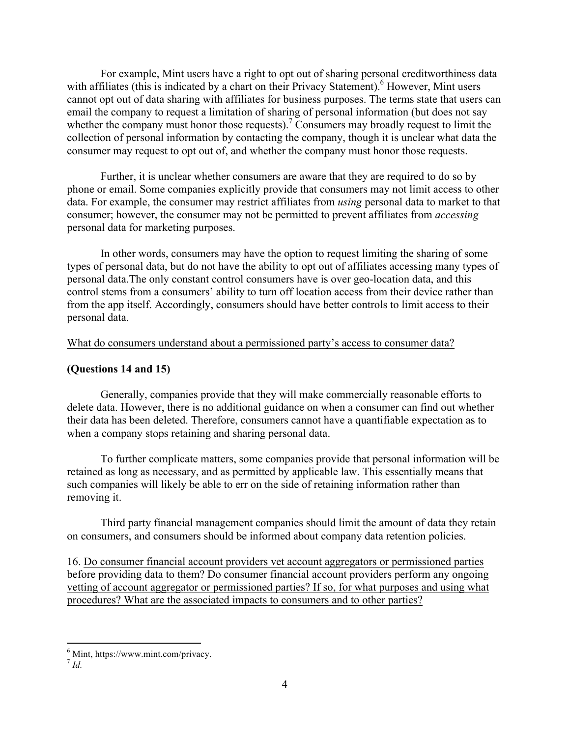For example, Mint users have a right to opt out of sharing personal creditworthiness data with affiliates (this is indicated by a chart on their Privacy Statement).[6] However, Mint users cannot opt out of data sharing with affiliates for business purposes. The terms state that users can email the company to request a limitation of sharing of personal information (but does not say whether the company must honor those requests).[7] Consumers may broadly request to limit the collection of personal information by contacting the company, though it is unclear what data the consumer may request to opt out of, and whether the company must honor those requests.

Further, it is unclear whether consumers are aware that they are required to do so by phone or email. Some companies explicitly provide that consumers may not limit access to other data. For example, the consumer may restrict affiliates from *using* personal data to market to that consumer; however, the consumer may not be permitted to prevent affiliates from *accessing* personal data for marketing purposes.

In other words, consumers may have the option to request limiting the sharing of some types of personal data, but do not have the ability to opt out of affiliates accessing many types of personal data.The only constant control consumers have is over geo-location data, and this control stems from a consumers' ability to turn off location access from their device rather than from the app itself. Accordingly, consumers should have better controls to limit access to their personal data.

<u>What do consumers understand about a permissioned party's access to consumer data?</u>

**(Questions 14 and 15)**

Generally, companies provide that they will make commercially reasonable efforts to delete data. However, there is no additional guidance on when a consumer can find out whether their data has been deleted. Therefore, consumers cannot have a quantifiable expectation as to when a company stops retaining and sharing personal data.

To further complicate matters, some companies provide that personal information will be retained as long as necessary, and as permitted by applicable law. This essentially means that such companies will likely be able to err on the side of retaining information rather than removing it.

Third party financial management companies should limit the amount of data they retain on consumers, and consumers should be informed about company data retention policies.

16. <u>Do consumer financial account providers vet account aggregators or permissioned parties before providing data to them? Do consumer financial account providers perform any ongoing vetting of account aggregator or permissioned parties? If so, for what purposes and using what procedures? What are the associated impacts to consumers and to other parties?</u>

---

[6] Mint, https://www.mint.com/privacy.

[7] *Id.*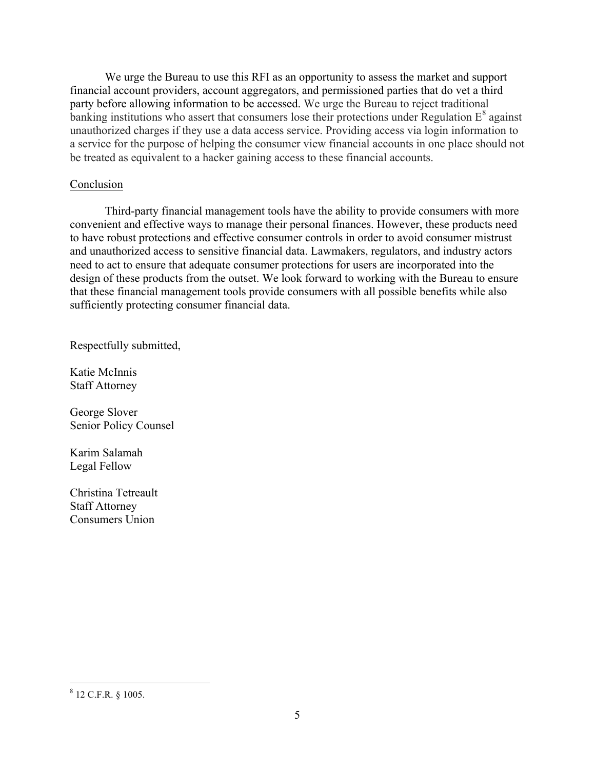We urge the Bureau to use this RFI as an opportunity to assess the market and support financial account providers, account aggregators, and permissioned parties that do vet a third party before allowing information to be accessed. We urge the Bureau to reject traditional banking institutions who assert that consumers lose their protections under Regulation E[8] against unauthorized charges if they use a data access service. Providing access via login information to a service for the purpose of helping the consumer view financial accounts in one place should not be treated as equivalent to a hacker gaining access to these financial accounts.

<u>Conclusion</u>

Third-party financial management tools have the ability to provide consumers with more convenient and effective ways to manage their personal finances. However, these products need to have robust protections and effective consumer controls in order to avoid consumer mistrust and unauthorized access to sensitive financial data. Lawmakers, regulators, and industry actors need to act to ensure that adequate consumer protections for users are incorporated into the design of these products from the outset. We look forward to working with the Bureau to ensure that these financial management tools provide consumers with all possible benefits while also sufficiently protecting consumer financial data.

Respectfully submitted,

Katie McInnis
Staff Attorney

George Slover
Senior Policy Counsel

Karim Salamah
Legal Fellow

Christina Tetreault
Staff Attorney
Consumers Union

---

[8] 12 C.F.R. § 1005.